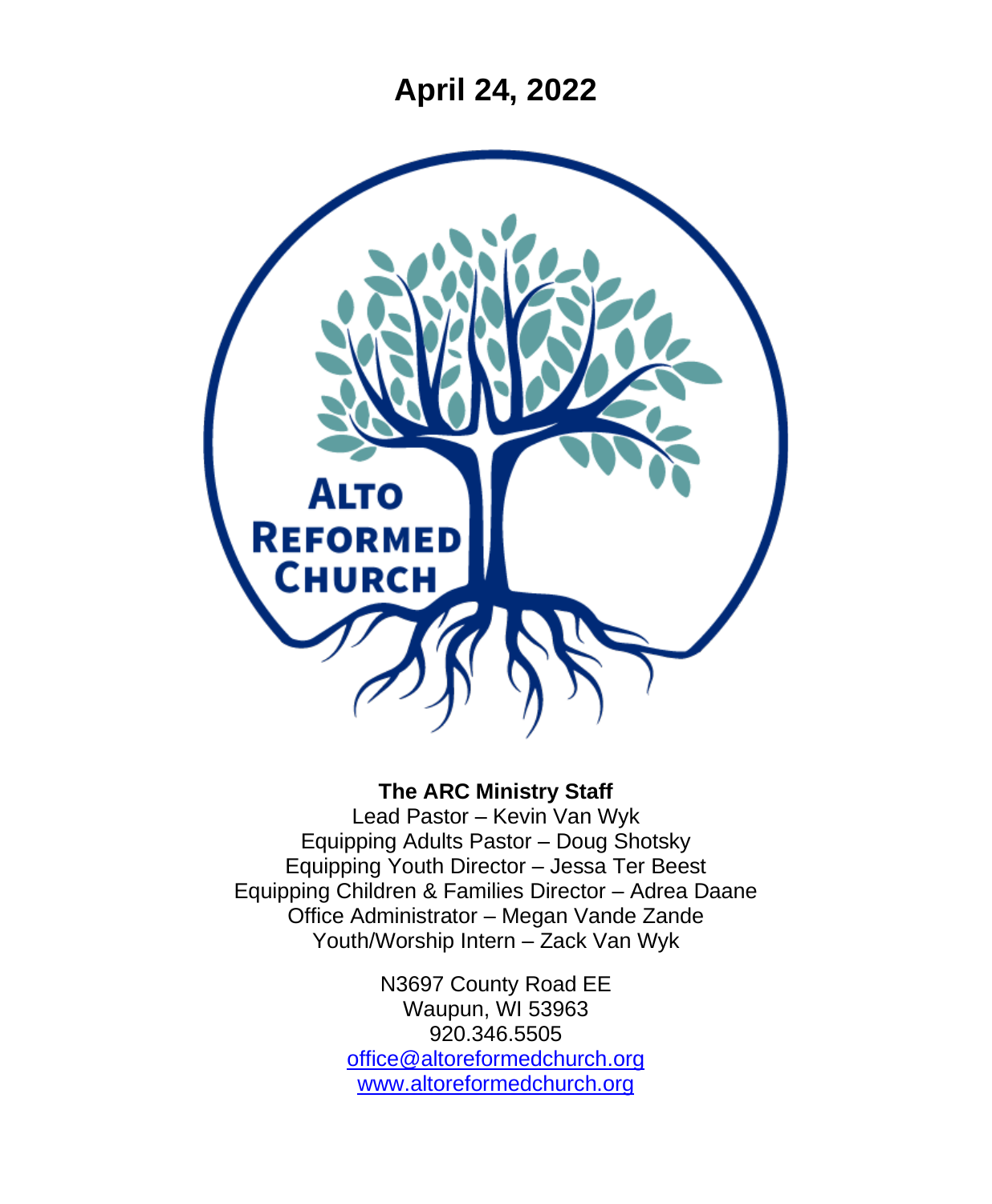# April 24, 2022

Alto Reformed Church

**The ARC Ministry Staff**

Lead Pastor – Kevin Van Wyk
Equipping Adults Pastor – Doug Shotsky
Equipping Youth Director – Jessa Ter Beest
Equipping Children & Families Director – Adrea Daane
Office Administrator – Megan Vande Zande
Youth/Worship Intern – Zack Van Wyk

N3697 County Road EE
Waupun, WI 53963
920.346.5505
office@altoreformedchurch.org
www.altoreformedchurch.org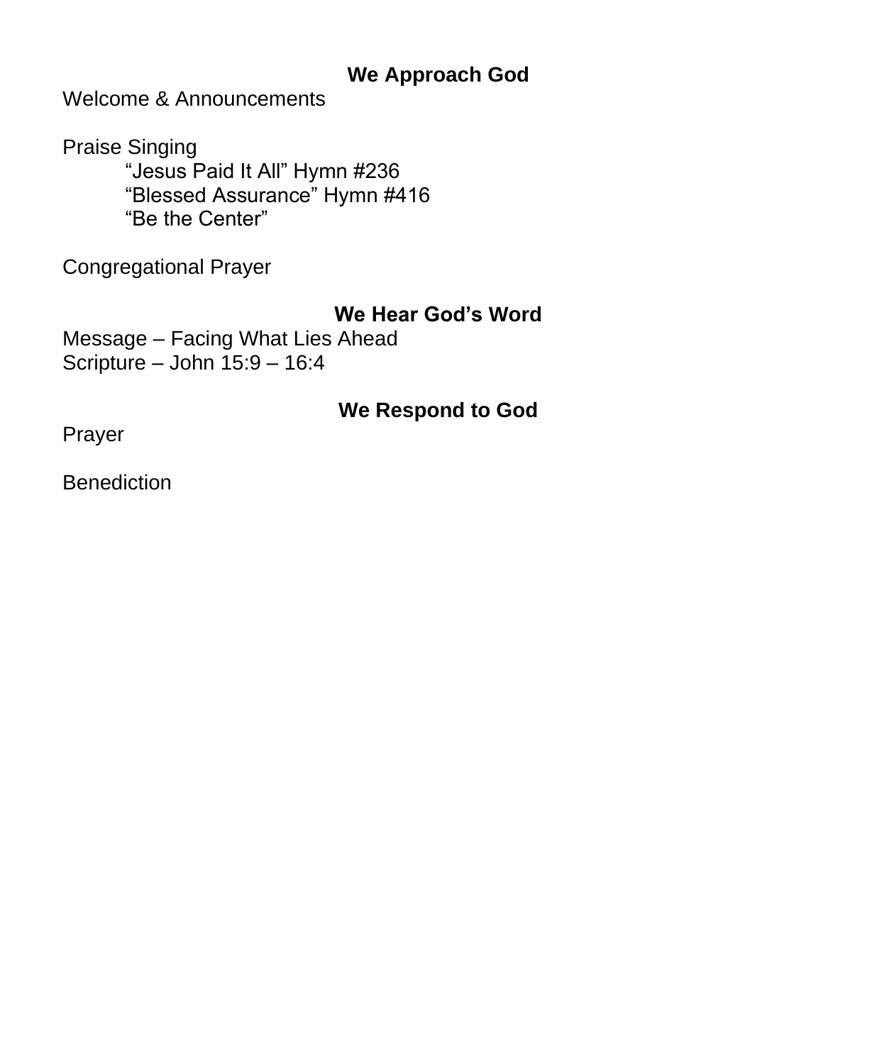## We Approach God

Welcome & Announcements

Praise Singing

- "Jesus Paid It All" Hymn #236
- "Blessed Assurance" Hymn #416
- "Be the Center"

Congregational Prayer

## We Hear God's Word

Message – Facing What Lies Ahead
Scripture – John 15:9 – 16:4

## We Respond to God

Prayer

Benediction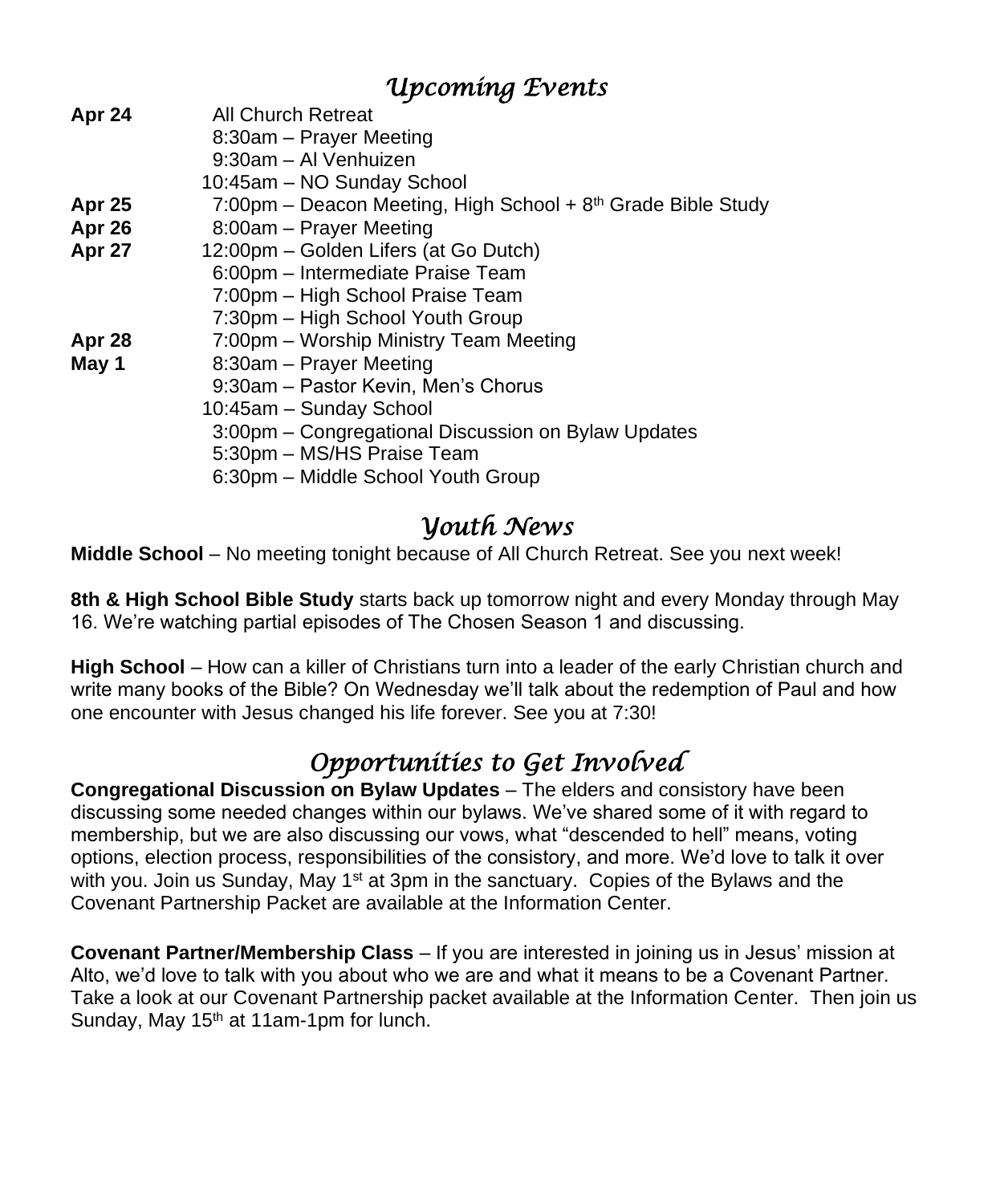## *Upcoming Events*

| | |
|---|---|
| **Apr 24** | All Church Retreat |
| | 8:30am – Prayer Meeting |
| | 9:30am – Al Venhuizen |
| | 10:45am – NO Sunday School |
| **Apr 25** | 7:00pm – Deacon Meeting, High School + 8th Grade Bible Study |
| **Apr 26** | 8:00am – Prayer Meeting |
| **Apr 27** | 12:00pm – Golden Lifers (at Go Dutch) |
| | 6:00pm – Intermediate Praise Team |
| | 7:00pm – High School Praise Team |
| | 7:30pm – High School Youth Group |
| **Apr 28** | 7:00pm – Worship Ministry Team Meeting |
| **May 1** | 8:30am – Prayer Meeting |
| | 9:30am – Pastor Kevin, Men's Chorus |
| | 10:45am – Sunday School |
| | 3:00pm – Congregational Discussion on Bylaw Updates |
| | 5:30pm – MS/HS Praise Team |
| | 6:30pm – Middle School Youth Group |

## *Youth News*

**Middle School** – No meeting tonight because of All Church Retreat. See you next week!

**8th & High School Bible Study** starts back up tomorrow night and every Monday through May 16. We're watching partial episodes of The Chosen Season 1 and discussing.

**High School** – How can a killer of Christians turn into a leader of the early Christian church and write many books of the Bible? On Wednesday we'll talk about the redemption of Paul and how one encounter with Jesus changed his life forever. See you at 7:30!

## *Opportunities to Get Involved*

**Congregational Discussion on Bylaw Updates** – The elders and consistory have been discussing some needed changes within our bylaws. We've shared some of it with regard to membership, but we are also discussing our vows, what "descended to hell" means, voting options, election process, responsibilities of the consistory, and more. We'd love to talk it over with you. Join us Sunday, May 1st at 3pm in the sanctuary. Copies of the Bylaws and the Covenant Partnership Packet are available at the Information Center.

**Covenant Partner/Membership Class** – If you are interested in joining us in Jesus' mission at Alto, we'd love to talk with you about who we are and what it means to be a Covenant Partner. Take a look at our Covenant Partnership packet available at the Information Center. Then join us Sunday, May 15th at 11am-1pm for lunch.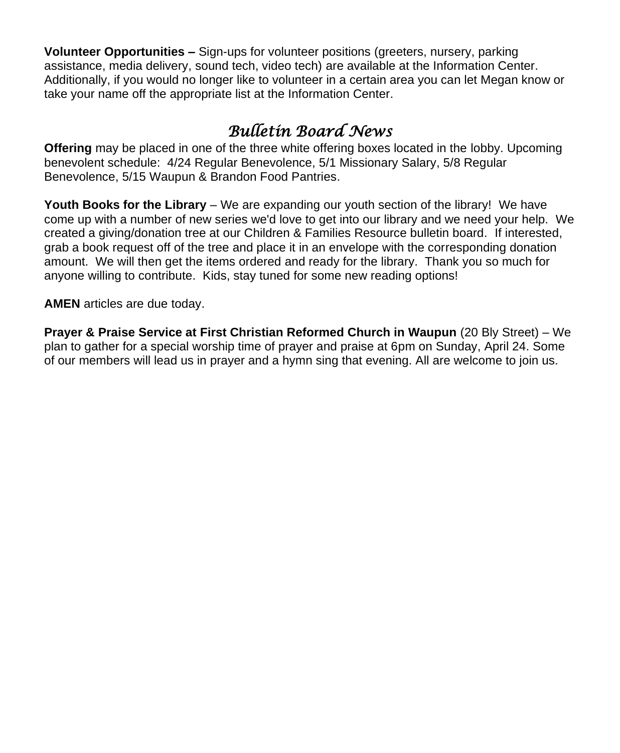**Volunteer Opportunities –** Sign-ups for volunteer positions (greeters, nursery, parking assistance, media delivery, sound tech, video tech) are available at the Information Center. Additionally, if you would no longer like to volunteer in a certain area you can let Megan know or take your name off the appropriate list at the Information Center.

## *Bulletin Board News*

**Offering** may be placed in one of the three white offering boxes located in the lobby. Upcoming benevolent schedule: 4/24 Regular Benevolence, 5/1 Missionary Salary, 5/8 Regular Benevolence, 5/15 Waupun & Brandon Food Pantries.

**Youth Books for the Library** – We are expanding our youth section of the library! We have come up with a number of new series we'd love to get into our library and we need your help. We created a giving/donation tree at our Children & Families Resource bulletin board. If interested, grab a book request off of the tree and place it in an envelope with the corresponding donation amount. We will then get the items ordered and ready for the library. Thank you so much for anyone willing to contribute. Kids, stay tuned for some new reading options!

**AMEN** articles are due today.

**Prayer & Praise Service at First Christian Reformed Church in Waupun** (20 Bly Street) – We plan to gather for a special worship time of prayer and praise at 6pm on Sunday, April 24. Some of our members will lead us in prayer and a hymn sing that evening. All are welcome to join us.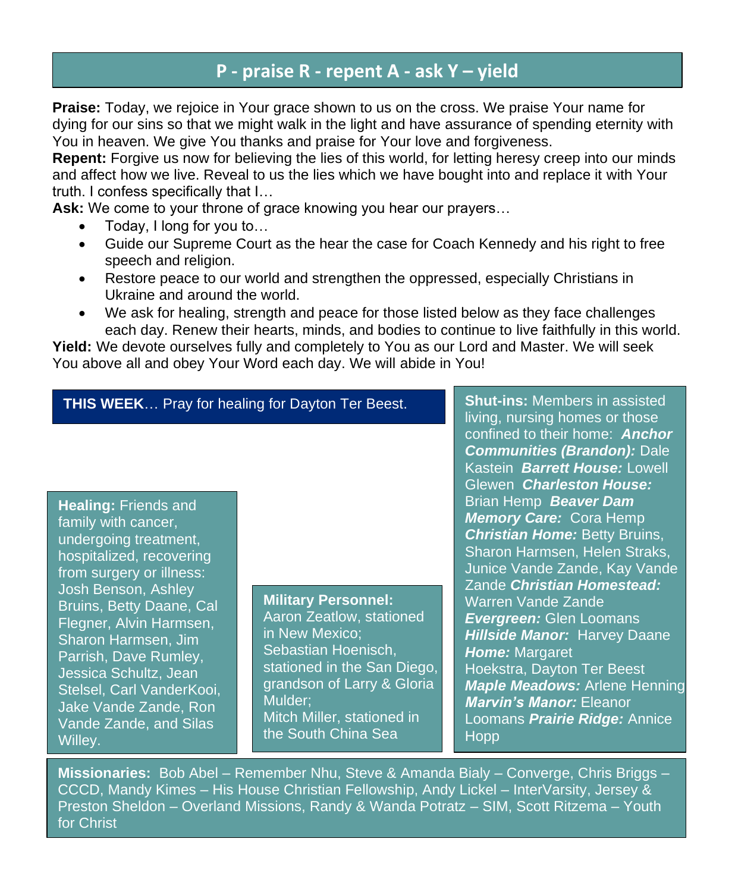## P - praise R - repent A - ask Y – yield

**Praise:** Today, we rejoice in Your grace shown to us on the cross. We praise Your name for dying for our sins so that we might walk in the light and have assurance of spending eternity with You in heaven. We give You thanks and praise for Your love and forgiveness.

**Repent:** Forgive us now for believing the lies of this world, for letting heresy creep into our minds and affect how we live. Reveal to us the lies which we have bought into and replace it with Your truth. I confess specifically that I…

**Ask:** We come to your throne of grace knowing you hear our prayers…

- Today, I long for you to…
- Guide our Supreme Court as the hear the case for Coach Kennedy and his right to free speech and religion.
- Restore peace to our world and strengthen the oppressed, especially Christians in Ukraine and around the world.
- We ask for healing, strength and peace for those listed below as they face challenges each day. Renew their hearts, minds, and bodies to continue to live faithfully in this world.

**Yield:** We devote ourselves fully and completely to You as our Lord and Master. We will seek You above all and obey Your Word each day. We will abide in You!

**THIS WEEK**… Pray for healing for Dayton Ter Beest.

**Healing:** Friends and family with cancer, undergoing treatment, hospitalized, recovering from surgery or illness: Josh Benson, Ashley Bruins, Betty Daane, Cal Flegner, Alvin Harmsen, Sharon Harmsen, Jim Parrish, Dave Rumley, Jessica Schultz, Jean Stelsel, Carl VanderKooi, Jake Vande Zande, Ron Vande Zande, and Silas Willey.

**Military Personnel:** Aaron Zeatlow, stationed in New Mexico; Sebastian Hoenisch, stationed in the San Diego, grandson of Larry & Gloria Mulder; Mitch Miller, stationed in the South China Sea

**Shut-ins:** Members in assisted living, nursing homes or those confined to their home: ***Anchor Communities (Brandon):*** Dale Kastein ***Barrett House:*** Lowell Glewen ***Charleston House:*** Brian Hemp ***Beaver Dam Memory Care:*** Cora Hemp ***Christian Home:*** Betty Bruins, Sharon Harmsen, Helen Straks, Junice Vande Zande, Kay Vande Zande ***Christian Homestead:*** Warren Vande Zande ***Evergreen:*** Glen Loomans ***Hillside Manor:*** Harvey Daane ***Home:*** Margaret Hoekstra, Dayton Ter Beest ***Maple Meadows:*** Arlene Henning ***Marvin's Manor:*** Eleanor Loomans ***Prairie Ridge:*** Annice Hopp

**Missionaries:** Bob Abel – Remember Nhu, Steve & Amanda Bialy – Converge, Chris Briggs – CCCD, Mandy Kimes – His House Christian Fellowship, Andy Lickel – InterVarsity, Jersey & Preston Sheldon – Overland Missions, Randy & Wanda Potratz – SIM, Scott Ritzema – Youth for Christ